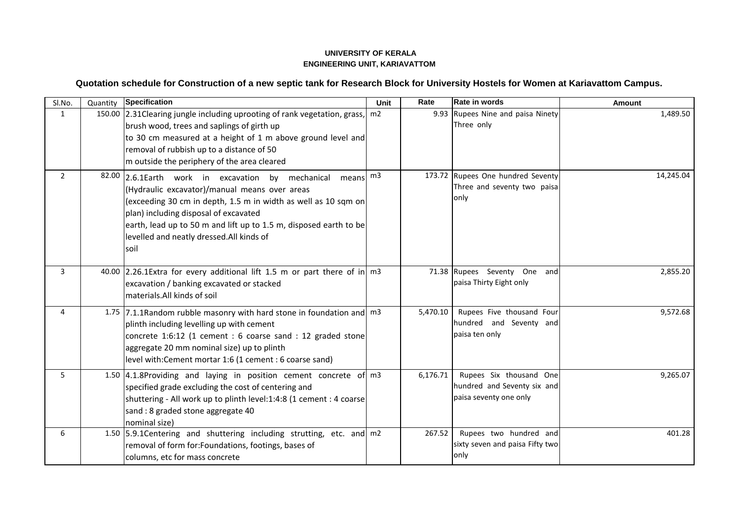**UNIVERSITY OF KERALA**

**ENGINEERING UNIT, KARIAVATTOM**

## Quotation schedule for Construction of a new septic tank for Research Block for University Hostels for Women at Kariavattom Campus.

| Sl.No. | Quantity | Specification | Unit | Rate | Rate in words | Amount |
|---|---|---|---|---|---|---|
| 1 | 150.00 | 2.31Clearing jungle including uprooting of rank vegetation, grass, brush wood, trees and saplings of girth up to 30 cm measured at a height of 1 m above ground level and removal of rubbish up to a distance of 50 m outside the periphery of the area cleared | m2 | 9.93 | Rupees Nine and paisa Ninety Three only | 1,489.50 |
| 2 | 82.00 | 2.6.1Earth work in excavation by mechanical means (Hydraulic excavator)/manual means over areas (exceeding 30 cm in depth, 1.5 m in width as well as 10 sqm on plan) including disposal of excavated earth, lead up to 50 m and lift up to 1.5 m, disposed earth to be levelled and neatly dressed.All kinds of soil | m3 | 173.72 | Rupees One hundred Seventy Three and seventy two paisa only | 14,245.04 |
| 3 | 40.00 | 2.26.1Extra for every additional lift 1.5 m or part there of in excavation / banking excavated or stacked materials.All kinds of soil | m3 | 71.38 | Rupees Seventy One and paisa Thirty Eight only | 2,855.20 |
| 4 | 1.75 | 7.1.1Random rubble masonry with hard stone in foundation and plinth including levelling up with cement concrete 1:6:12 (1 cement : 6 coarse sand : 12 graded stone aggregate 20 mm nominal size) up to plinth level with:Cement mortar 1:6 (1 cement : 6 coarse sand) | m3 | 5,470.10 | Rupees Five thousand Four hundred and Seventy and paisa ten only | 9,572.68 |
| 5 | 1.50 | 4.1.8Providing and laying in position cement concrete of specified grade excluding the cost of centering and shuttering - All work up to plinth level:1:4:8 (1 cement : 4 coarse sand : 8 graded stone aggregate 40 nominal size) | m3 | 6,176.71 | Rupees Six thousand One hundred and Seventy six and paisa seventy one only | 9,265.07 |
| 6 | 1.50 | 5.9.1Centering and shuttering including strutting, etc. and removal of form for:Foundations, footings, bases of columns, etc for mass concrete | m2 | 267.52 | Rupees two hundred and sixty seven and paisa Fifty two only | 401.28 |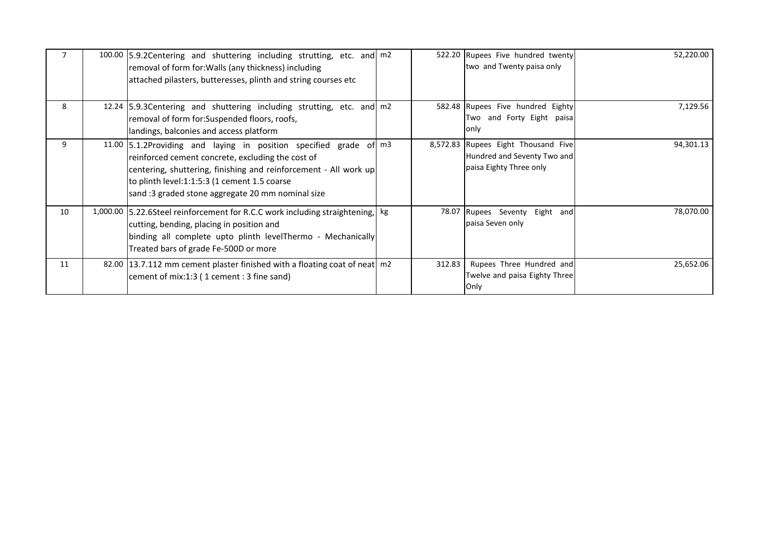| 7 | 100.00 | 5.9.2Centering and shuttering including strutting, etc. and removal of form for:Walls (any thickness) including attached pilasters, butteresses, plinth and string courses etc | m2 | 522.20 | Rupees Five hundred twenty two and Twenty paisa only | 52,220.00 |
|---|---|---|---|---|---|---|
| 8 | 12.24 | 5.9.3Centering and shuttering including strutting, etc. and removal of form for:Suspended floors, roofs, landings, balconies and access platform | m2 | 582.48 | Rupees Five hundred Eighty Two and Forty Eight paisa only | 7,129.56 |
| 9 | 11.00 | 5.1.2Providing and laying in position specified grade of reinforced cement concrete, excluding the cost of centering, shuttering, finishing and reinforcement - All work up to plinth level:1:1:5:3 (1 cement 1.5 coarse sand :3 graded stone aggregate 20 mm nominal size | m3 | 8,572.83 | Rupees Eight Thousand Five Hundred and Seventy Two and paisa Eighty Three only | 94,301.13 |
| 10 | 1,000.00 | 5.22.6Steel reinforcement for R.C.C work including straightening, cutting, bending, placing in position and binding all complete upto plinth levelThermo - Mechanically Treated bars of grade Fe-500D or more | kg | 78.07 | Rupees Seventy Eight and paisa Seven only | 78,070.00 |
| 11 | 82.00 | 13.7.112 mm cement plaster finished with a floating coat of neat cement of mix:1:3 ( 1 cement : 3 fine sand) | m2 | 312.83 | Rupees Three Hundred and Twelve and paisa Eighty Three Only | 25,652.06 |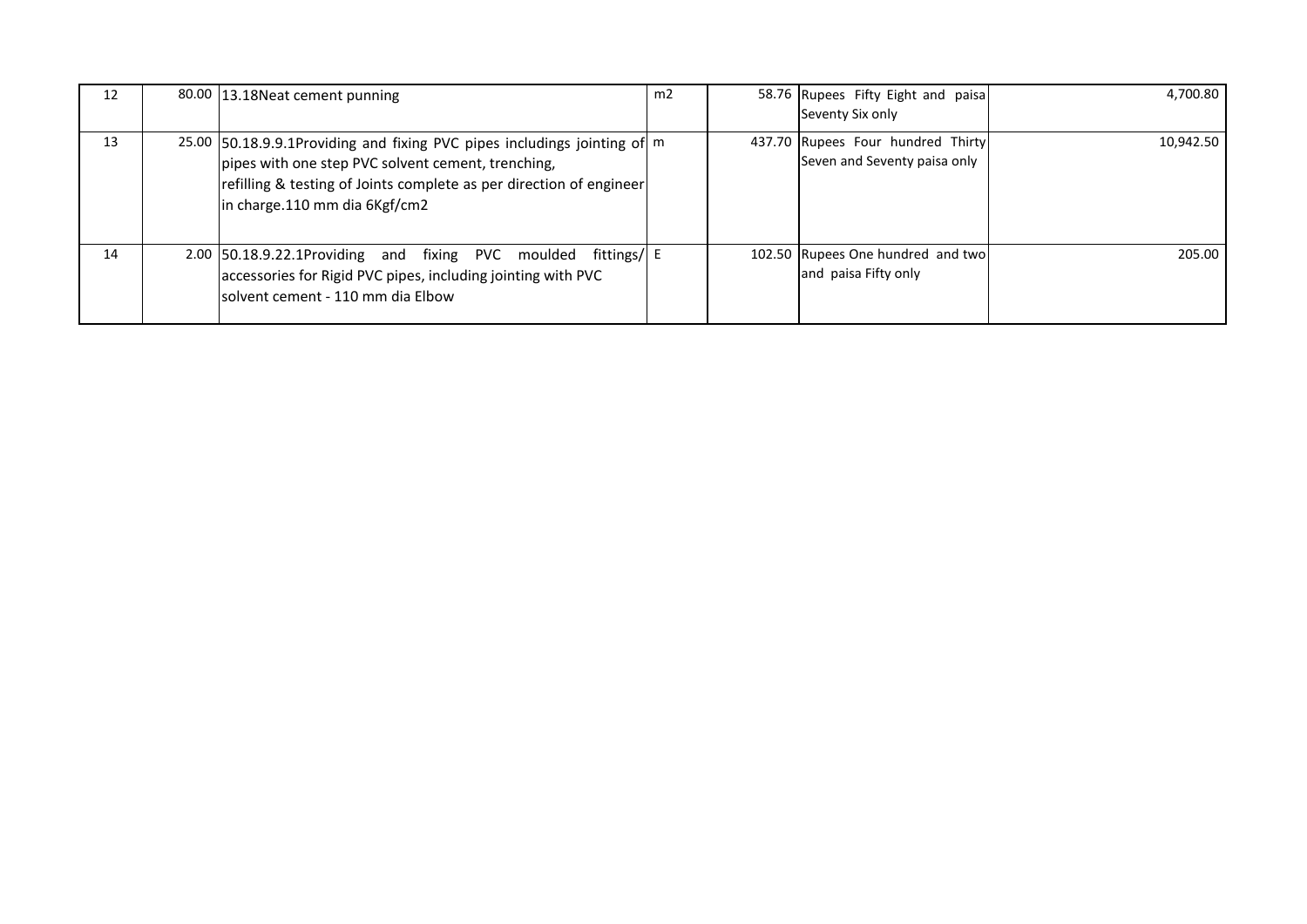| 12 | 80.00 | 13.18Neat cement punning | m2 | 58.76 | Rupees Fifty Eight and paisa Seventy Six only | 4,700.80 |
|---|---|---|---|---|---|---|
| 13 | 25.00 | 50.18.9.9.1Providing and fixing PVC pipes includings jointing of pipes with one step PVC solvent cement, trenching, refilling & testing of Joints complete as per direction of engineer in charge.110 mm dia 6Kgf/cm2 | m | 437.70 | Rupees Four hundred Thirty Seven and Seventy paisa only | 10,942.50 |
| 14 | 2.00 | 50.18.9.22.1Providing and fixing PVC moulded fittings/ accessories for Rigid PVC pipes, including jointing with PVC solvent cement - 110 mm dia Elbow | E | 102.50 | Rupees One hundred and two and paisa Fifty only | 205.00 |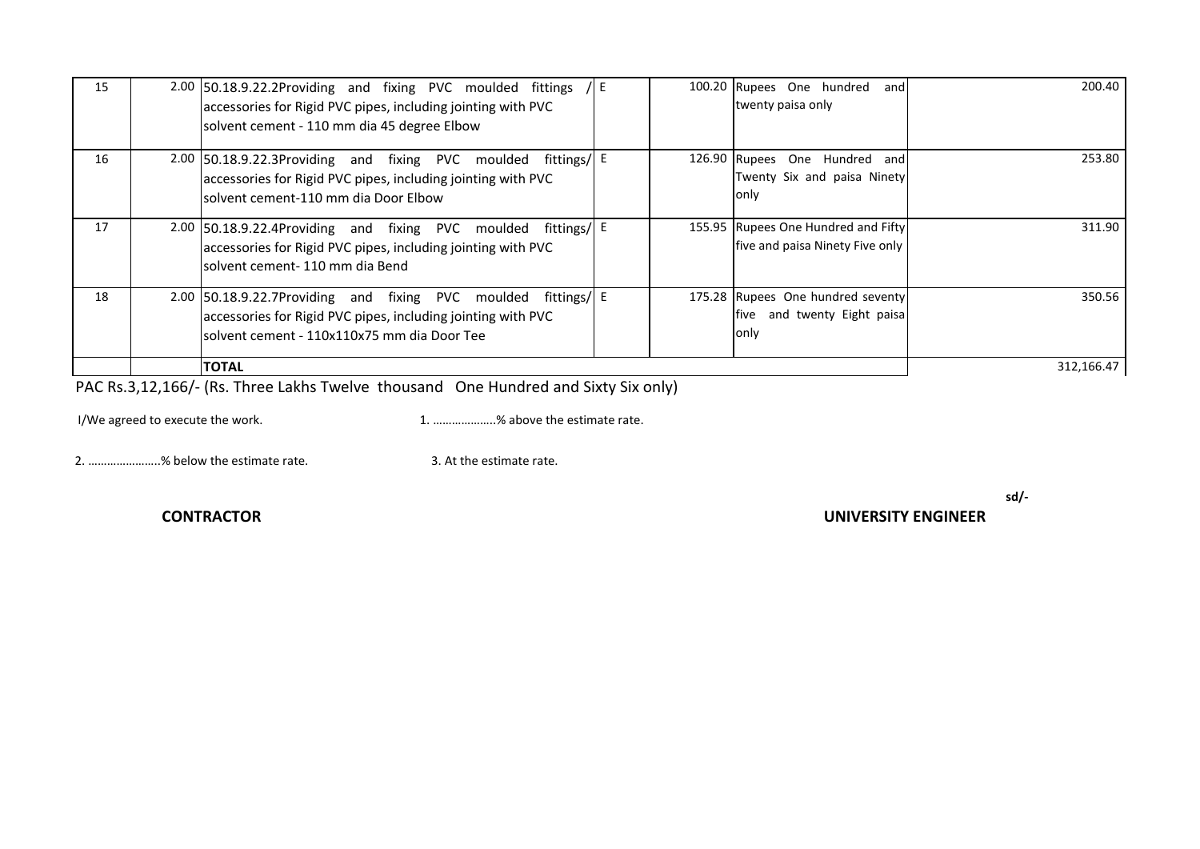| | | | | | | |
|---|---|---|---|---|---|---|
| 15 | 2.00 | 50.18.9.22.2Providing and fixing PVC moulded fittings / accessories for Rigid PVC pipes, including jointing with PVC solvent cement - 110 mm dia 45 degree Elbow | E | 100.20 | Rupees One hundred and twenty paisa only | 200.40 |
| 16 | 2.00 | 50.18.9.22.3Providing and fixing PVC moulded fittings/ accessories for Rigid PVC pipes, including jointing with PVC solvent cement-110 mm dia Door Elbow | E | 126.90 | Rupees One Hundred and Twenty Six and paisa Ninety only | 253.80 |
| 17 | 2.00 | 50.18.9.22.4Providing and fixing PVC moulded fittings/ accessories for Rigid PVC pipes, including jointing with PVC solvent cement- 110 mm dia Bend | E | 155.95 | Rupees One Hundred and Fifty five and paisa Ninety Five only | 311.90 |
| 18 | 2.00 | 50.18.9.22.7Providing and fixing PVC moulded fittings/ accessories for Rigid PVC pipes, including jointing with PVC solvent cement - 110x110x75 mm dia Door Tee | E | 175.28 | Rupees One hundred seventy five and twenty Eight paisa only | 350.56 |
| | | **TOTAL** | | | | 312,166.47 |

PAC Rs.3,12,166/- (Rs. Three Lakhs Twelve thousand One Hundred and Sixty Six only)

I/We agreed to execute the work. 1. ………………..% above the estimate rate.

2. …………………..% below the estimate rate. 3. At the estimate rate.

sd/-

**CONTRACTOR** **UNIVERSITY ENGINEER**